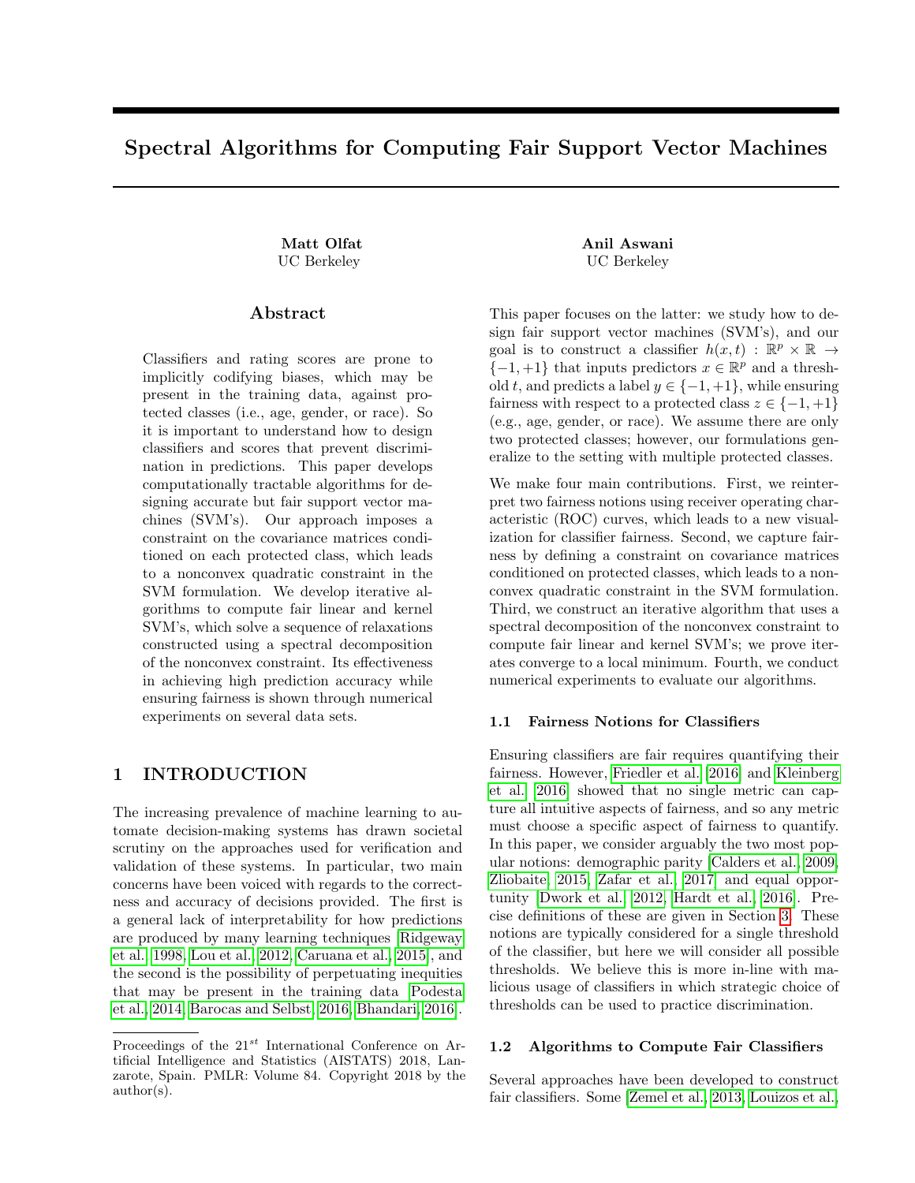# Spectral Algorithms for Computing Fair Support Vector Machines

**Matt Olfat**
UC Berkeley

**Anil Aswani**
UC Berkeley

## Abstract

Classifiers and rating scores are prone to implicitly codifying biases, which may be present in the training data, against protected classes (i.e., age, gender, or race). So it is important to understand how to design classifiers and scores that prevent discrimination in predictions. This paper develops computationally tractable algorithms for designing accurate but fair support vector machines (SVM's). Our approach imposes a constraint on the covariance matrices conditioned on each protected class, which leads to a nonconvex quadratic constraint in the SVM formulation. We develop iterative algorithms to compute fair linear and kernel SVM's, which solve a sequence of relaxations constructed using a spectral decomposition of the nonconvex constraint. Its effectiveness in achieving high prediction accuracy while ensuring fairness is shown through numerical experiments on several data sets.

## 1 INTRODUCTION

The increasing prevalence of machine learning to automate decision-making systems has drawn societal scrutiny on the approaches used for verification and validation of these systems. In particular, two main concerns have been voiced with regards to the correctness and accuracy of decisions provided. The first is a general lack of interpretability for how predictions are produced by many learning techniques [Ridgeway et al., 1998, Lou et al., 2012, Caruana et al., 2015], and the second is the possibility of perpetuating inequities that may be present in the training data [Podesta et al., 2014, Barocas and Selbst, 2016, Bhandari, 2016].

Proceedings of the 21[st] International Conference on Artificial Intelligence and Statistics (AISTATS) 2018, Lanzarote, Spain. PMLR: Volume 84. Copyright 2018 by the author(s).

This paper focuses on the latter: we study how to design fair support vector machines (SVM's), and our goal is to construct a classifier $h(x, t) : \mathbb{R}^p \times \mathbb{R} \to \{-1, +1\}$ that inputs predictors $x \in \mathbb{R}^p$ and a threshold $t$, and predicts a label $y \in \{-1, +1\}$, while ensuring fairness with respect to a protected class $z \in \{-1, +1\}$ (e.g., age, gender, or race). We assume there are only two protected classes; however, our formulations generalize to the setting with multiple protected classes.

We make four main contributions. First, we reinterpret two fairness notions using receiver operating characteristic (ROC) curves, which leads to a new visualization for classifier fairness. Second, we capture fairness by defining a constraint on covariance matrices conditioned on protected classes, which leads to a nonconvex quadratic constraint in the SVM formulation. Third, we construct an iterative algorithm that uses a spectral decomposition of the nonconvex constraint to compute fair linear and kernel SVM's; we prove iterates converge to a local minimum. Fourth, we conduct numerical experiments to evaluate our algorithms.

### 1.1 Fairness Notions for Classifiers

Ensuring classifiers are fair requires quantifying their fairness. However, Friedler et al. [2016] and Kleinberg et al. [2016] showed that no single metric can capture all intuitive aspects of fairness, and so any metric must choose a specific aspect of fairness to quantify. In this paper, we consider arguably the two most popular notions: demographic parity [Calders et al., 2009, Zliobaite, 2015, Zafar et al., 2017] and equal opportunity [Dwork et al., 2012, Hardt et al., 2016]. Precise definitions of these are given in Section 3. These notions are typically considered for a single threshold of the classifier, but here we will consider all possible thresholds. We believe this is more in-line with malicious usage of classifiers in which strategic choice of thresholds can be used to practice discrimination.

### 1.2 Algorithms to Compute Fair Classifiers

Several approaches have been developed to construct fair classifiers. Some [Zemel et al., 2013, Louizos et al.,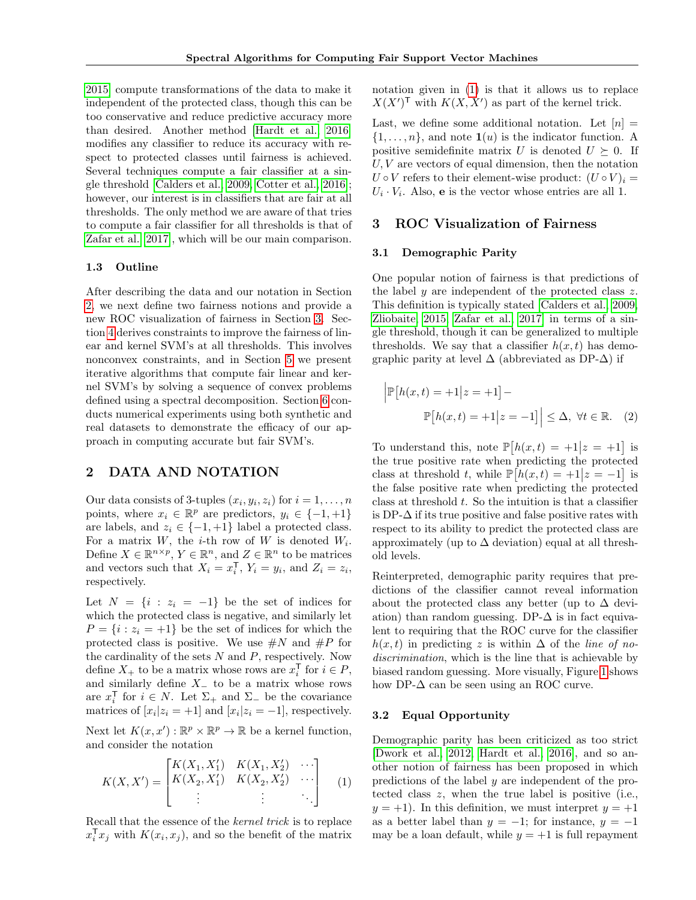2015] compute transformations of the data to make it independent of the protected class, though this can be too conservative and reduce predictive accuracy more than desired. Another method [Hardt et al., 2016] modifies any classifier to reduce its accuracy with respect to protected classes until fairness is achieved. Several techniques compute a fair classifier at a single threshold [Calders et al., 2009, Cotter et al., 2016]; however, our interest is in classifiers that are fair at all thresholds. The only method we are aware of that tries to compute a fair classifier for all thresholds is that of Zafar et al. [2017], which will be our main comparison.

### 1.3 Outline

After describing the data and our notation in Section 2, we next define two fairness notions and provide a new ROC visualization of fairness in Section 3. Section 4 derives constraints to improve the fairness of linear and kernel SVM's at all thresholds. This involves nonconvex constraints, and in Section 5 we present iterative algorithms that compute fair linear and kernel SVM's by solving a sequence of convex problems defined using a spectral decomposition. Section 6 conducts numerical experiments using both synthetic and real datasets to demonstrate the efficacy of our approach in computing accurate but fair SVM's.

## 2 DATA AND NOTATION

Our data consists of 3-tuples $(x_i, y_i, z_i)$ for $i = 1, \ldots, n$ points, where $x_i \in \mathbb{R}^p$ are predictors, $y_i \in \{-1, +1\}$ are labels, and $z_i \in \{-1, +1\}$ label a protected class. For a matrix $W$, the $i$-th row of $W$ is denoted $W_i$. Define $X \in \mathbb{R}^{n \times p}$, $Y \in \mathbb{R}^n$, and $Z \in \mathbb{R}^n$ to be matrices and vectors such that $X_i = x_i^\mathsf{T}$, $Y_i = y_i$, and $Z_i = z_i$, respectively.

Let $N = \{i : z_i = -1\}$ be the set of indices for which the protected class is negative, and similarly let $P = \{i : z_i = +1\}$ be the set of indices for which the protected class is positive. We use $\#N$ and $\#P$ for the cardinality of the sets $N$ and $P$, respectively. Now define $X_+$ to be a matrix whose rows are $x_i^\mathsf{T}$ for $i \in P$, and similarly define $X_-$ to be a matrix whose rows are $x_i^\mathsf{T}$ for $i \in N$. Let $\Sigma_+$ and $\Sigma_-$ be the covariance matrices of $[x_i | z_i = +1]$ and $[x_i | z_i = -1]$, respectively.

Next let $K(x, x') : \mathbb{R}^p \times \mathbb{R}^p \to \mathbb{R}$ be a kernel function, and consider the notation

$$K(X, X') = \begin{bmatrix} K(X_1, X_1') & K(X_1, X_2') & \cdots \\ K(X_2, X_1') & K(X_2, X_2') & \cdots \\ \vdots & \vdots & \ddots \end{bmatrix} \quad (1)$$

Recall that the essence of the *kernel trick* is to replace $x_i^\mathsf{T} x_j$ with $K(x_i, x_j)$, and so the benefit of the matrix notation given in (1) is that it allows us to replace $X(X')^\mathsf{T}$ with $K(X, X')$ as part of the kernel trick.

Last, we define some additional notation. Let $[n] = \{1, \ldots, n\}$, and note $\mathbf{1}(u)$ is the indicator function. A positive semidefinite matrix $U$ is denoted $U \succeq 0$. If $U, V$ are vectors of equal dimension, then the notation $U \circ V$ refers to their element-wise product: $(U \circ V)_i = U_i \cdot V_i$. Also, $\mathbf{e}$ is the vector whose entries are all 1.

## 3 ROC Visualization of Fairness

### 3.1 Demographic Parity

One popular notion of fairness is that predictions of the label $y$ are independent of the protected class $z$. This definition is typically stated [Calders et al., 2009, Zliobaite, 2015, Zafar et al., 2017] in terms of a single threshold, though it can be generalized to multiple thresholds. We say that a classifier $h(x, t)$ has demographic parity at level $\Delta$ (abbreviated as DP-$\Delta$) if

$$\Big| \mathbb{P}\big[h(x,t) = +1 \big| z = +1\big] - \mathbb{P}\big[h(x,t) = +1 \big| z = -1\big] \Big| \leq \Delta, \ \forall t \in \mathbb{R}. \quad (2)$$

To understand this, note $\mathbb{P}\big[h(x,t) = +1 \big| z = +1\big]$ is the true positive rate when predicting the protected class at threshold $t$, while $\mathbb{P}\big[h(x,t) = +1 \big| z = -1\big]$ is the false positive rate when predicting the protected class at threshold $t$. So the intuition is that a classifier is DP-$\Delta$ if its true positive and false positive rates with respect to its ability to predict the protected class are approximately (up to $\Delta$ deviation) equal at all threshold levels.

Reinterpreted, demographic parity requires that predictions of the classifier cannot reveal information about the protected class any better (up to $\Delta$ deviation) than random guessing. DP-$\Delta$ is in fact equivalent to requiring that the ROC curve for the classifier $h(x, t)$ in predicting $z$ is within $\Delta$ of the *line of no-discrimination*, which is the line that is achievable by biased random guessing. More visually, Figure 1 shows how DP-$\Delta$ can be seen using an ROC curve.

### 3.2 Equal Opportunity

Demographic parity has been criticized as too strict [Dwork et al., 2012, Hardt et al., 2016], and so another notion of fairness has been proposed in which predictions of the label $y$ are independent of the protected class $z$, when the true label is positive (i.e., $y = +1$). In this definition, we must interpret $y = +1$ as a better label than $y = -1$; for instance, $y = -1$ may be a loan default, while $y = +1$ is full repayment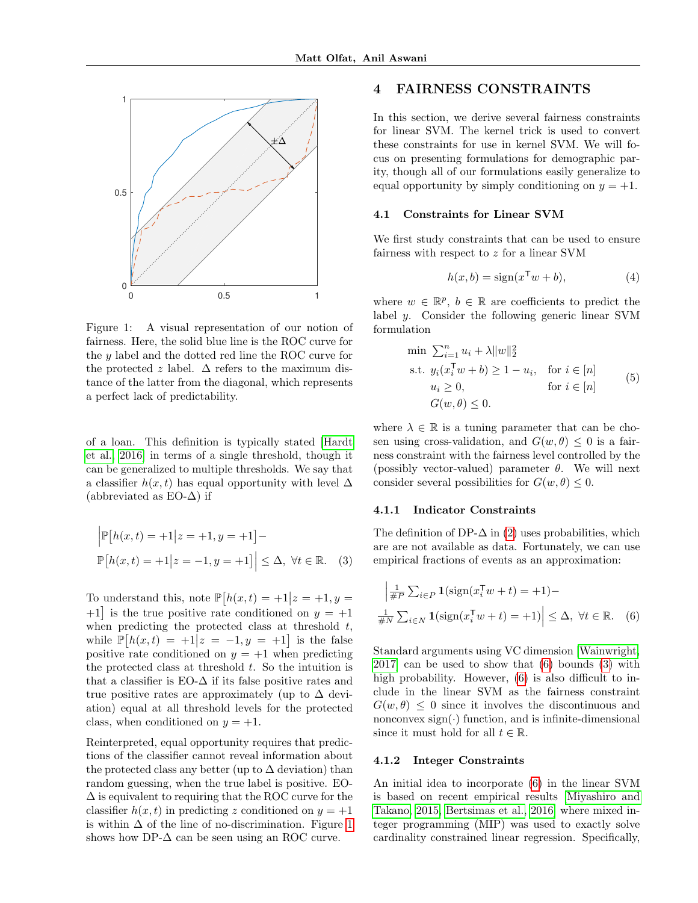Figure 1: A visual representation of our notion of fairness. Here, the solid blue line is the ROC curve for the $y$ label and the dotted red line the ROC curve for the protected $z$ label. $\Delta$ refers to the maximum distance of the latter from the diagonal, which represents a perfect lack of predictability.

of a loan. This definition is typically stated [Hardt et al., 2016] in terms of a single threshold, though it can be generalized to multiple thresholds. We say that a classifier $h(x,t)$ has equal opportunity with level $\Delta$ (abbreviated as EO-$\Delta$) if

$$\Big|\mathbb{P}\big[h(x,t) = +1\big|z = +1, y = +1\big] - \mathbb{P}\big[h(x,t) = +1\big|z = -1, y = +1\big]\Big| \leq \Delta,\ \forall t \in \mathbb{R}. \quad (3)$$

To understand this, note $\mathbb{P}\big[h(x,t) = +1\big|z = +1, y = +1\big]$ is the true positive rate conditioned on $y = +1$ when predicting the protected class at threshold $t$, while $\mathbb{P}\big[h(x,t) = +1\big|z = -1, y = +1\big]$ is the false positive rate conditioned on $y = +1$ when predicting the protected class at threshold $t$. So the intuition is that a classifier is EO-$\Delta$ if its false positive rates and true positive rates are approximately (up to $\Delta$ deviation) equal at all threshold levels for the protected class, when conditioned on $y = +1$.

Reinterpreted, equal opportunity requires that predictions of the classifier cannot reveal information about the protected class any better (up to $\Delta$ deviation) than random guessing, when the true label is positive. EO-$\Delta$ is equivalent to requiring that the ROC curve for the classifier $h(x,t)$ in predicting $z$ conditioned on $y = +1$ is within $\Delta$ of the line of no-discrimination. Figure 1 shows how DP-$\Delta$ can be seen using an ROC curve.

# 4 FAIRNESS CONSTRAINTS

In this section, we derive several fairness constraints for linear SVM. The kernel trick is used to convert these constraints for use in kernel SVM. We will focus on presenting formulations for demographic parity, though all of our formulations easily generalize to equal opportunity by simply conditioning on $y = +1$.

## 4.1 Constraints for Linear SVM

We first study constraints that can be used to ensure fairness with respect to $z$ for a linear SVM

$$h(x, b) = \text{sign}(x^\mathsf{T} w + b), \quad (4)$$

where $w \in \mathbb{R}^p$, $b \in \mathbb{R}$ are coefficients to predict the label $y$. Consider the following generic linear SVM formulation

$$\begin{aligned} \min\ & \textstyle\sum_{i=1}^n u_i + \lambda\|w\|_2^2 \\ \text{s.t. }\ & y_i(x_i^\mathsf{T} w + b) \geq 1 - u_i, && \text{for } i \in [n] \\ & u_i \geq 0, && \text{for } i \in [n] \\ & G(w, \theta) \leq 0. \end{aligned} \quad (5)$$

where $\lambda \in \mathbb{R}$ is a tuning parameter that can be chosen using cross-validation, and $G(w, \theta) \leq 0$ is a fairness constraint with the fairness level controlled by the (possibly vector-valued) parameter $\theta$. We will next consider several possibilities for $G(w, \theta) \leq 0$.

### 4.1.1 Indicator Constraints

The definition of DP-$\Delta$ in (2) uses probabilities, which are are not available as data. Fortunately, we can use empirical fractions of events as an approximation:

$$\Big|\tfrac{1}{\#P}\textstyle\sum_{i\in P} \mathbf{1}(\text{sign}(x_i^\mathsf{T} w + t) = +1) - \tfrac{1}{\#N}\textstyle\sum_{i\in N} \mathbf{1}(\text{sign}(x_i^\mathsf{T} w + t) = +1)\Big| \leq \Delta,\ \forall t \in \mathbb{R}. \quad (6)$$

Standard arguments using VC dimension [Wainwright, 2017] can be used to show that (6) bounds (3) with high probability. However, (6) is also difficult to include in the linear SVM as the fairness constraint $G(w, \theta) \leq 0$ since it involves the discontinuous and nonconvex sign$(\cdot)$ function, and is infinite-dimensional since it must hold for all $t \in \mathbb{R}$.

### 4.1.2 Integer Constraints

An initial idea to incorporate (6) in the linear SVM is based on recent empirical results [Miyashiro and Takano, 2015, Bertsimas et al., 2016] where mixed integer programming (MIP) was used to exactly solve cardinality constrained linear regression. Specifically,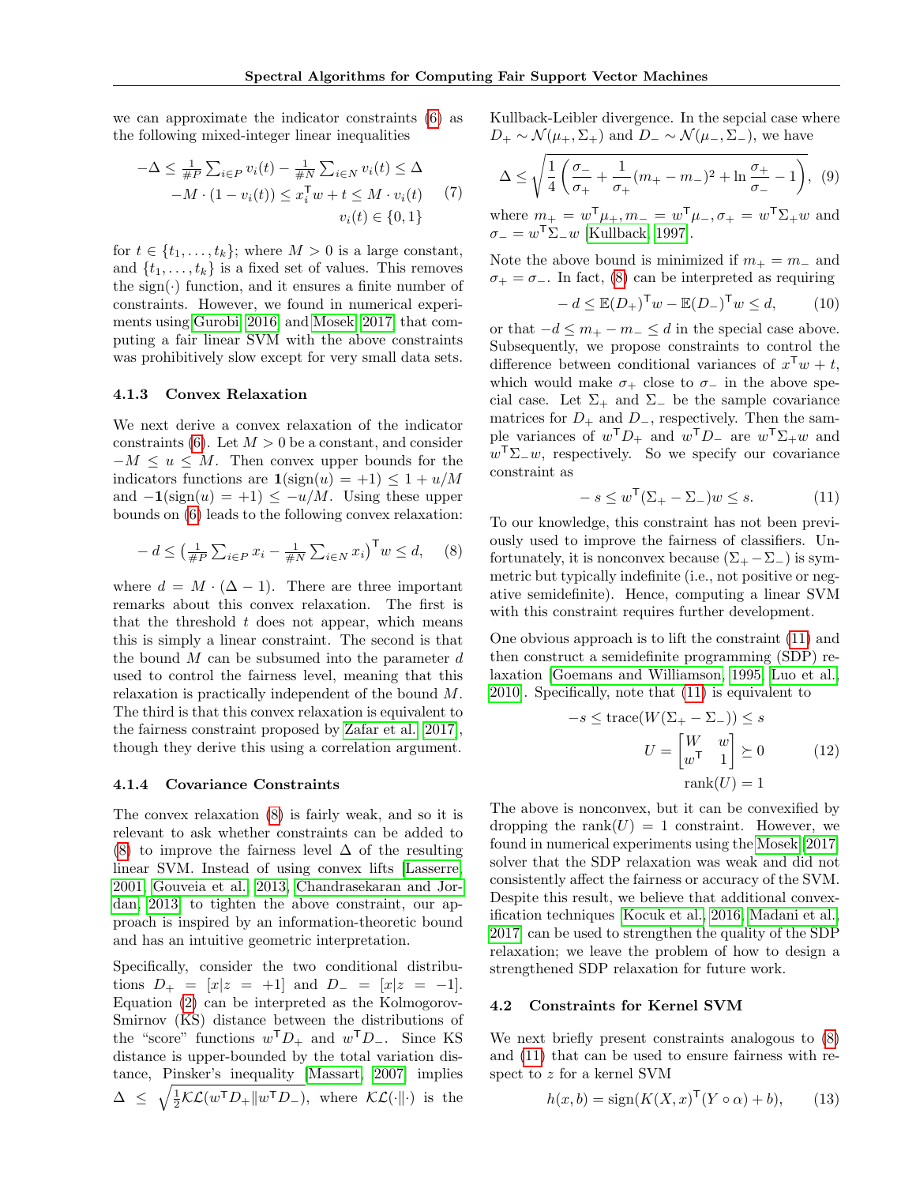we can approximate the indicator constraints (6) as the following mixed-integer linear inequalities

$$
\begin{aligned}
-\Delta \leq \tfrac{1}{\#P}\textstyle\sum_{i\in P} v_i(t) - \tfrac{1}{\#N}\sum_{i\in N} v_i(t) \leq \Delta \\
-M\cdot(1-v_i(t)) \leq x_i^\mathsf{T} w + t \leq M\cdot v_i(t) \\
v_i(t) \in \{0,1\}
\end{aligned}
\tag{7}
$$

for $t \in \{t_1, \ldots, t_k\}$; where $M > 0$ is a large constant, and $\{t_1, \ldots, t_k\}$ is a fixed set of values. This removes the $\text{sign}(\cdot)$ function, and it ensures a finite number of constraints. However, we found in numerical experiments using Gurobi [2016] and Mosek [2017] that computing a fair linear SVM with the above constraints was prohibitively slow except for very small data sets.

### 4.1.3 Convex Relaxation

We next derive a convex relaxation of the indicator constraints (6). Let $M > 0$ be a constant, and consider $-M \leq u \leq M$. Then convex upper bounds for the indicators functions are $\mathbf{1}(\text{sign}(u) = +1) \leq 1 + u/M$ and $-\mathbf{1}(\text{sign}(u) = +1) \leq -u/M$. Using these upper bounds on (6) leads to the following convex relaxation:

$$
-d \leq \big(\tfrac{1}{\#P}\textstyle\sum_{i\in P} x_i - \tfrac{1}{\#N}\sum_{i\in N} x_i\big)^\mathsf{T} w \leq d, \tag{8}
$$

where $d = M\cdot(\Delta - 1)$. There are three important remarks about this convex relaxation. The first is that the threshold $t$ does not appear, which means this is simply a linear constraint. The second is that the bound $M$ can be subsumed into the parameter $d$ used to control the fairness level, meaning that this relaxation is practically independent of the bound $M$. The third is that this convex relaxation is equivalent to the fairness constraint proposed by Zafar et al. [2017], though they derive this using a correlation argument.

### 4.1.4 Covariance Constraints

The convex relaxation (8) is fairly weak, and so it is relevant to ask whether constraints can be added to (8) to improve the fairness level $\Delta$ of the resulting linear SVM. Instead of using convex lifts [Lasserre, 2001, Gouveia et al., 2013, Chandrasekaran and Jordan, 2013] to tighten the above constraint, our approach is inspired by an information-theoretic bound and has an intuitive geometric interpretation.

Specifically, consider the two conditional distributions $D_+ = [x|z = +1]$ and $D_- = [x|z = -1]$. Equation (2) can be interpreted as the Kolmogorov-Smirnov (KS) distance between the distributions of the "score" functions $w^\mathsf{T} D_+$ and $w^\mathsf{T} D_-$. Since KS distance is upper-bounded by the total variation distance, Pinsker's inequality [Massart, 2007] implies $\Delta \leq \sqrt{\frac{1}{2}\mathcal{KL}(w^\mathsf{T} D_+ \| w^\mathsf{T} D_-)}$, where $\mathcal{KL}(\cdot\|\cdot)$ is the Kullback-Leibler divergence. In the sepcial case where $D_+ \sim \mathcal{N}(\mu_+, \Sigma_+)$ and $D_- \sim \mathcal{N}(\mu_-, \Sigma_-)$, we have

$$
\Delta \leq \sqrt{\frac{1}{4}\left(\frac{\sigma_-}{\sigma_+} + \frac{1}{\sigma_+}(m_+ - m_-)^2 + \ln\frac{\sigma_+}{\sigma_-} - 1\right)}, \tag{9}
$$

where $m_+ = w^\mathsf{T}\mu_+, m_- = w^\mathsf{T}\mu_-, \sigma_+ = w^\mathsf{T}\Sigma_+ w$ and $\sigma_- = w^\mathsf{T}\Sigma_- w$ [Kullback, 1997].

Note the above bound is minimized if $m_+ = m_-$ and $\sigma_+ = \sigma_-$. In fact, (8) can be interpreted as requiring

$$
-d \leq \mathbb{E}(D_+)^\mathsf{T} w - \mathbb{E}(D_-)^\mathsf{T} w \leq d, \tag{10}
$$

or that $-d \leq m_+ - m_- \leq d$ in the special case above. Subsequently, we propose constraints to control the difference between conditional variances of $x^\mathsf{T} w + t$, which would make $\sigma_+$ close to $\sigma_-$ in the above special case. Let $\Sigma_+$ and $\Sigma_-$ be the sample covariance matrices for $D_+$ and $D_-$, respectively. Then the sample variances of $w^\mathsf{T} D_+$ and $w^\mathsf{T} D_-$ are $w^\mathsf{T}\Sigma_+ w$ and $w^\mathsf{T}\Sigma_- w$, respectively. So we specify our covariance constraint as

$$
-s \leq w^\mathsf{T}(\Sigma_+ - \Sigma_-)w \leq s. \tag{11}
$$

To our knowledge, this constraint has not been previously used to improve the fairness of classifiers. Unfortunately, it is nonconvex because $(\Sigma_+ - \Sigma_-)$ is symmetric but typically indefinite (i.e., not positive or negative semidefinite). Hence, computing a linear SVM with this constraint requires further development.

One obvious approach is to lift the constraint (11) and then construct a semidefinite programming (SDP) relaxation [Goemans and Williamson, 1995, Luo et al., 2010]. Specifically, note that (11) is equivalent to

$$
\begin{aligned}
-s \leq \text{trace}(W(\Sigma_+ - \Sigma_-)) \leq s \\
U = \begin{bmatrix} W & w \\ w^\mathsf{T} & 1 \end{bmatrix} \succeq 0 \\
\text{rank}(U) = 1
\end{aligned}
\tag{12}
$$

The above is nonconvex, but it can be convexified by dropping the $\text{rank}(U) = 1$ constraint. However, we found in numerical experiments using the Mosek [2017] solver that the SDP relaxation was weak and did not consistently affect the fairness or accuracy of the SVM. Despite this result, we believe that additional convexification techniques [Kocuk et al., 2016, Madani et al., 2017] can be used to strengthen the quality of the SDP relaxation; we leave the problem of how to design a strengthened SDP relaxation for future work.

## 4.2 Constraints for Kernel SVM

We next briefly present constraints analogous to (8) and (11) that can be used to ensure fairness with respect to $z$ for a kernel SVM

$$
h(x, b) = \text{sign}(K(X, x)^\mathsf{T}(Y \circ \alpha) + b), \tag{13}
$$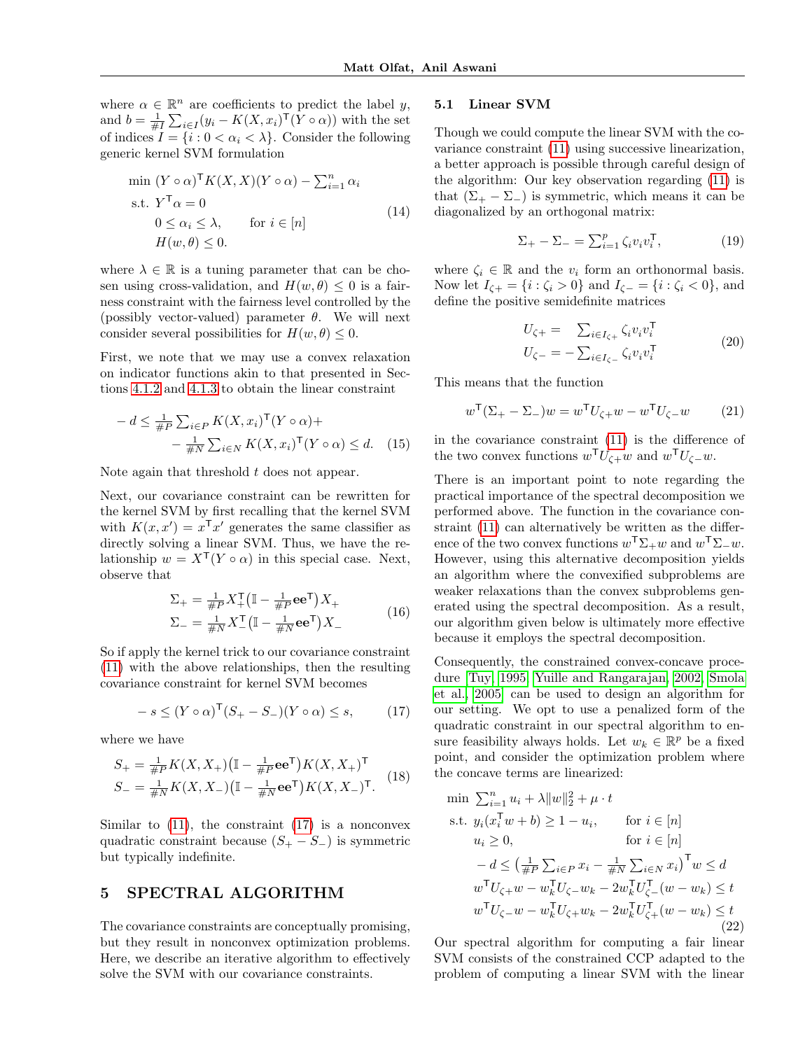where $\alpha \in \mathbb{R}^n$ are coefficients to predict the label $y$, and $b = \frac{1}{\#I}\sum_{i\in I}(y_i - K(X,x_i)^\mathsf{T}(Y\circ\alpha))$ with the set of indices $I = \{i : 0 < \alpha_i < \lambda\}$. Consider the following generic kernel SVM formulation

$$
\begin{aligned}
\min\ & (Y\circ\alpha)^\mathsf{T} K(X,X)(Y\circ\alpha) - \textstyle\sum_{i=1}^n \alpha_i \\
\text{s.t. } & Y^\mathsf{T}\alpha = 0 \\
& 0 \le \alpha_i \le \lambda, \qquad \text{for } i \in [n] \\
& H(w,\theta) \le 0.
\end{aligned} \tag{14}
$$

where $\lambda \in \mathbb{R}$ is a tuning parameter that can be chosen using cross-validation, and $H(w,\theta) \le 0$ is a fairness constraint with the fairness level controlled by the (possibly vector-valued) parameter $\theta$. We will next consider several possibilities for $H(w,\theta) \le 0$.

First, we note that we may use a convex relaxation on indicator functions akin to that presented in Sections 4.1.2 and 4.1.3 to obtain the linear constraint

$$
\begin{aligned}
-d \le \tfrac{1}{\#P}\textstyle\sum_{i\in P} K(X,x_i)^\mathsf{T}(Y\circ\alpha) + \\
-\tfrac{1}{\#N}\textstyle\sum_{i\in N} K(X,x_i)^\mathsf{T}(Y\circ\alpha) \le d.
\end{aligned} \tag{15}
$$

Note again that threshold $t$ does not appear.

Next, our covariance constraint can be rewritten for the kernel SVM by first recalling that the kernel SVM with $K(x,x') = x^\mathsf{T}x'$ generates the same classifier as directly solving a linear SVM. Thus, we have the relationship $w = X^\mathsf{T}(Y\circ\alpha)$ in this special case. Next, observe that

$$
\begin{aligned}
\Sigma_+ &= \tfrac{1}{\#P}X_+^\mathsf{T}\big(\mathbb{I} - \tfrac{1}{\#P}\mathbf{e}\mathbf{e}^\mathsf{T}\big)X_+ \\
\Sigma_- &= \tfrac{1}{\#N}X_-^\mathsf{T}\big(\mathbb{I} - \tfrac{1}{\#N}\mathbf{e}\mathbf{e}^\mathsf{T}\big)X_-
\end{aligned} \tag{16}
$$

So if apply the kernel trick to our covariance constraint (11) with the above relationships, then the resulting covariance constraint for kernel SVM becomes

$$
-s \le (Y\circ\alpha)^\mathsf{T}(S_+ - S_-)(Y\circ\alpha) \le s, \tag{17}
$$

where we have

$$
\begin{aligned}
S_+ &= \tfrac{1}{\#P}K(X,X_+)\big(\mathbb{I} - \tfrac{1}{\#P}\mathbf{e}\mathbf{e}^\mathsf{T}\big)K(X,X_+)^\mathsf{T} \\
S_- &= \tfrac{1}{\#N}K(X,X_-)\big(\mathbb{I} - \tfrac{1}{\#N}\mathbf{e}\mathbf{e}^\mathsf{T}\big)K(X,X_-)^\mathsf{T}.
\end{aligned} \tag{18}
$$

Similar to (11), the constraint (17) is a nonconvex quadratic constraint because $(S_+ - S_-)$ is symmetric but typically indefinite.

# 5 SPECTRAL ALGORITHM

The covariance constraints are conceptually promising, but they result in nonconvex optimization problems. Here, we describe an iterative algorithm to effectively solve the SVM with our covariance constraints.

## 5.1 Linear SVM

Though we could compute the linear SVM with the covariance constraint (11) using successive linearization, a better approach is possible through careful design of the algorithm: Our key observation regarding (11) is that $(\Sigma_+ - \Sigma_-)$ is symmetric, which means it can be diagonalized by an orthogonal matrix:

$$
\Sigma_+ - \Sigma_- = \textstyle\sum_{i=1}^p \zeta_i v_i v_i^\mathsf{T}, \tag{19}
$$

where $\zeta_i \in \mathbb{R}$ and the $v_i$ form an orthonormal basis. Now let $I_{\zeta+} = \{i : \zeta_i > 0\}$ and $I_{\zeta-} = \{i : \zeta_i < 0\}$, and define the positive semidefinite matrices

$$
\begin{aligned}
U_{\zeta+} &= \textstyle\sum_{i\in I_{\zeta+}} \zeta_i v_i v_i^\mathsf{T} \\
U_{\zeta-} &= -\textstyle\sum_{i\in I_{\zeta-}} \zeta_i v_i v_i^\mathsf{T}
\end{aligned} \tag{20}
$$

This means that the function

$$
w^\mathsf{T}(\Sigma_+ - \Sigma_-)w = w^\mathsf{T}U_{\zeta+}w - w^\mathsf{T}U_{\zeta-}w \tag{21}
$$

in the covariance constraint (11) is the difference of the two convex functions $w^\mathsf{T}U_{\zeta+}w$ and $w^\mathsf{T}U_{\zeta-}w$.

There is an important point to note regarding the practical importance of the spectral decomposition we performed above. The function in the covariance constraint (11) can alternatively be written as the difference of the two convex functions $w^\mathsf{T}\Sigma_+w$ and $w^\mathsf{T}\Sigma_-w$. However, using this alternative decomposition yields an algorithm where the convexified subproblems are weaker relaxations than the convex subproblems generated using the spectral decomposition. As a result, our algorithm given below is ultimately more effective because it employs the spectral decomposition.

Consequently, the constrained convex-concave procedure [Tuy, 1995, Yuille and Rangarajan, 2002, Smola et al., 2005] can be used to design an algorithm for our setting. We opt to use a penalized form of the quadratic constraint in our spectral algorithm to ensure feasibility always holds. Let $w_k \in \mathbb{R}^p$ be a fixed point, and consider the optimization problem where the concave terms are linearized:

$$
\begin{aligned}
\min\ & \textstyle\sum_{i=1}^n u_i + \lambda\|w\|_2^2 + \mu\cdot t \\
\text{s.t. } & y_i(x_i^\mathsf{T}w + b) \ge 1 - u_i, \qquad \text{for } i \in [n] \\
& u_i \ge 0, \qquad \text{for } i \in [n] \\
& -d \le \big(\tfrac{1}{\#P}\textstyle\sum_{i\in P} x_i - \tfrac{1}{\#N}\sum_{i\in N} x_i\big)^\mathsf{T} w \le d \\
& w^\mathsf{T}U_{\zeta+}w - w_k^\mathsf{T}U_{\zeta-}w_k - 2w_k^\mathsf{T}U_{\zeta-}^\mathsf{T}(w - w_k) \le t \\
& w^\mathsf{T}U_{\zeta-}w - w_k^\mathsf{T}U_{\zeta+}w_k - 2w_k^\mathsf{T}U_{\zeta+}^\mathsf{T}(w - w_k) \le t
\end{aligned} \tag{22}
$$

Our spectral algorithm for computing a fair linear SVM consists of the constrained CCP adapted to the problem of computing a linear SVM with the linear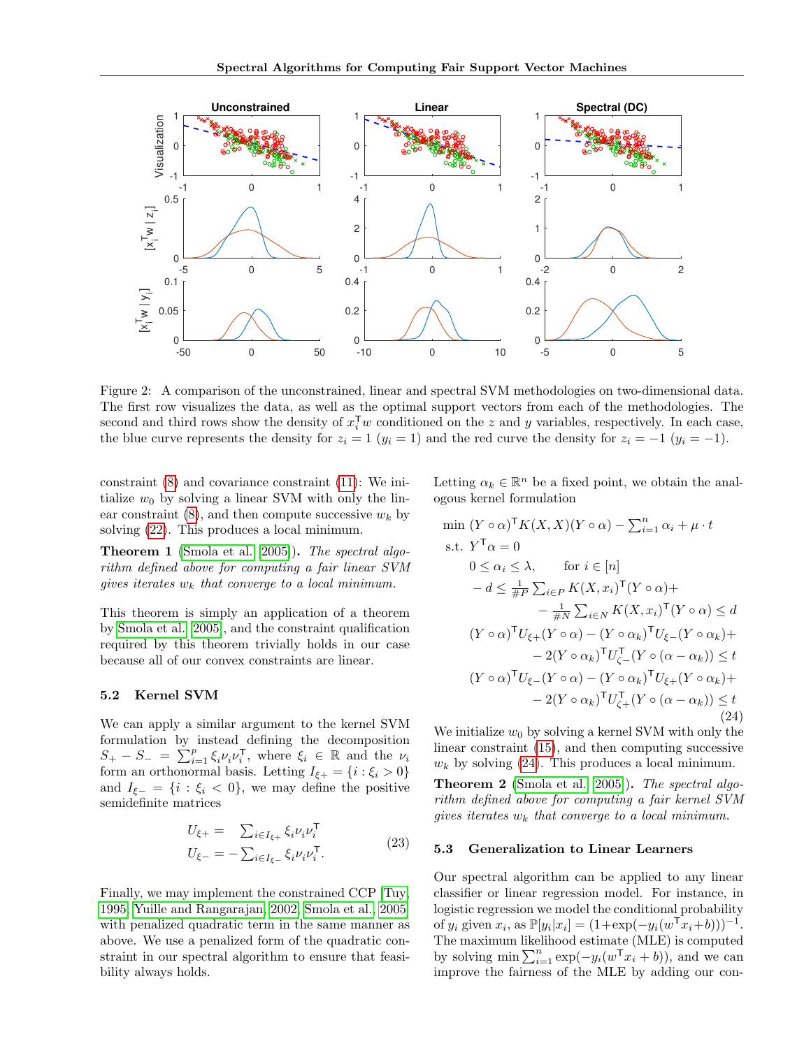Figure 2: A comparison of the unconstrained, linear and spectral SVM methodologies on two-dimensional data. The first row visualizes the data, as well as the optimal support vectors from each of the methodologies. The second and third rows show the density of $x_i^\mathsf{T} w$ conditioned on the $z$ and $y$ variables, respectively. In each case, the blue curve represents the density for $z_i = 1$ ($y_i = 1$) and the red curve the density for $z_i = -1$ ($y_i = -1$).

constraint (8) and covariance constraint (11): We initialize $w_0$ by solving a linear SVM with only the linear constraint (8), and then compute successive $w_k$ by solving (22). This produces a local minimum.

**Theorem 1** (Smola et al. 2005)**.** *The spectral algorithm defined above for computing a fair linear SVM gives iterates $w_k$ that converge to a local minimum.*

This theorem is simply an application of a theorem by Smola et al. 2005, and the constraint qualification required by this theorem trivially holds in our case because all of our convex constraints are linear.

### 5.2 Kernel SVM

We can apply a similar argument to the kernel SVM formulation by instead defining the decomposition $S_+ - S_- = \sum_{i=1}^p \xi_i \nu_i \nu_i^\mathsf{T}$, where $\xi_i \in \mathbb{R}$ and the $\nu_i$ form an orthonormal basis. Letting $I_{\xi+} = \{i : \xi_i > 0\}$ and $I_{\xi-} = \{i : \xi_i < 0\}$, we may define the positive semidefinite matrices

$$
\begin{aligned}
U_{\xi+} &= \sum_{i \in I_{\xi+}} \xi_i \nu_i \nu_i^\mathsf{T} \\
U_{\xi-} &= -\sum_{i \in I_{\xi-}} \xi_i \nu_i \nu_i^\mathsf{T}.
\end{aligned}
\tag{23}
$$

Finally, we may implement the constrained CCP [Tuy, 1995, Yuille and Rangarajan, 2002, Smola et al., 2005] with penalized quadratic term in the same manner as above. We use a penalized form of the quadratic constraint in our spectral algorithm to ensure that feasibility always holds.

Letting $\alpha_k \in \mathbb{R}^n$ be a fixed point, we obtain the analogous kernel formulation

$$
\begin{aligned}
\min\ & (Y \circ \alpha)^\mathsf{T} K(X, X)(Y \circ \alpha) - \textstyle\sum_{i=1}^n \alpha_i + \mu \cdot t \\
\text{s.t. }\ & Y^\mathsf{T} \alpha = 0 \\
& 0 \le \alpha_i \le \lambda, \qquad \text{for } i \in [n] \\
& -d \le \tfrac{1}{\#P} \textstyle\sum_{i \in P} K(X, x_i)^\mathsf{T} (Y \circ \alpha) + \\
& \qquad - \tfrac{1}{\#N} \textstyle\sum_{i \in N} K(X, x_i)^\mathsf{T} (Y \circ \alpha) \le d \\
& (Y \circ \alpha)^\mathsf{T} U_{\xi+} (Y \circ \alpha) - (Y \circ \alpha_k)^\mathsf{T} U_{\xi-} (Y \circ \alpha_k) + \\
& \qquad - 2 (Y \circ \alpha_k)^\mathsf{T} U_{\zeta-}^\mathsf{T} (Y \circ (\alpha - \alpha_k)) \le t \\
& (Y \circ \alpha)^\mathsf{T} U_{\xi-} (Y \circ \alpha) - (Y \circ \alpha_k)^\mathsf{T} U_{\xi+} (Y \circ \alpha_k) + \\
& \qquad - 2 (Y \circ \alpha_k)^\mathsf{T} U_{\zeta+}^\mathsf{T} (Y \circ (\alpha - \alpha_k)) \le t
\end{aligned}
\tag{24}
$$

We initialize $w_0$ by solving a kernel SVM with only the linear constraint (15), and then computing successive $w_k$ by solving (24). This produces a local minimum.

**Theorem 2** (Smola et al. 2005)**.** *The spectral algorithm defined above for computing a fair kernel SVM gives iterates $w_k$ that converge to a local minimum.*

### 5.3 Generalization to Linear Learners

Our spectral algorithm can be applied to any linear classifier or linear regression model. For instance, in logistic regression we model the conditional probability of $y_i$ given $x_i$, as $\mathbb{P}[y_i|x_i] = (1+\exp(-y_i(w^\mathsf{T} x_i + b)))^{-1}$. The maximum likelihood estimate (MLE) is computed by solving $\min \sum_{i=1}^n \exp(-y_i(w^\mathsf{T} x_i + b))$, and we can improve the fairness of the MLE by adding our con-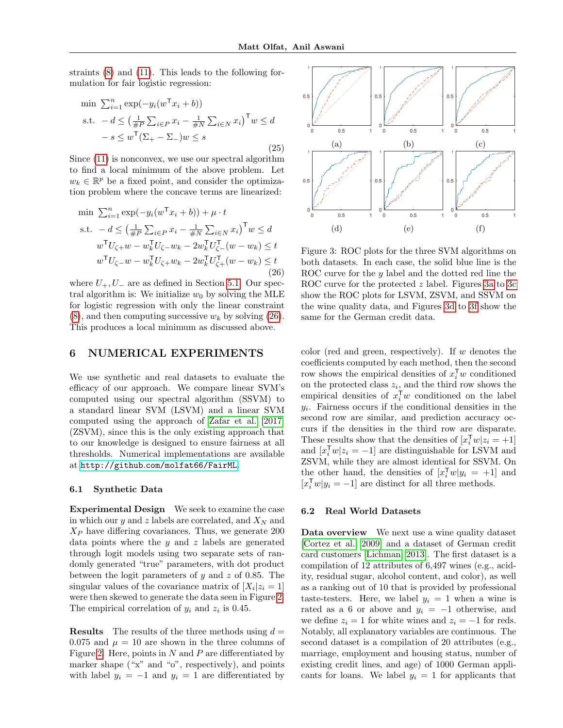straints (8) and (11). This leads to the following formulation for fair logistic regression:

$$\begin{aligned}
\min\ & \textstyle\sum_{i=1}^n \exp(-y_i(w^\mathsf{T} x_i + b)) \\
\text{s.t.}\ & -d \leq \big(\tfrac{1}{\#P}\textstyle\sum_{i\in P} x_i - \tfrac{1}{\#N}\sum_{i\in N} x_i\big)^\mathsf{T} w \leq d \\
& -s \leq w^\mathsf{T}(\Sigma_+ - \Sigma_-)w \leq s
\end{aligned} \tag{25}$$

Since (11) is nonconvex, we use our spectral algorithm to find a local minimum of the above problem. Let $w_k \in \mathbb{R}^p$ be a fixed point, and consider the optimization problem where the concave terms are linearized:

$$\begin{aligned}
\min\ & \textstyle\sum_{i=1}^n \exp(-y_i(w^\mathsf{T} x_i + b)) + \mu \cdot t \\
\text{s.t.}\ & -d \leq \big(\tfrac{1}{\#P}\textstyle\sum_{i\in P} x_i - \tfrac{1}{\#N}\sum_{i\in N} x_i\big)^\mathsf{T} w \leq d \\
& w^\mathsf{T} U_{\zeta+} w - w_k^\mathsf{T} U_{\zeta-} w_k - 2w_k^\mathsf{T} U_{\zeta-}^\mathsf{T}(w - w_k) \leq t \\
& w^\mathsf{T} U_{\zeta-} w - w_k^\mathsf{T} U_{\zeta+} w_k - 2w_k^\mathsf{T} U_{\zeta+}^\mathsf{T}(w - w_k) \leq t
\end{aligned} \tag{26}$$

where $U_+, U_-$ are as defined in Section 5.1. Our spectral algorithm is: We initialize $w_0$ by solving the MLE for logistic regression with only the linear constraint (8), and then computing successive $w_k$ by solving (26). This produces a local minimum as discussed above.

# 6 NUMERICAL EXPERIMENTS

We use synthetic and real datasets to evaluate the efficacy of our approach. We compare linear SVM's computed using our spectral algorithm (SSVM) to a standard linear SVM (LSVM) and a linear SVM computed using the approach of Zafar et al. [2017] (ZSVM), since this is the only existing approach that to our knowledge is designed to ensure fairness at all thresholds. Numerical implementations are available at http://github.com/molfat66/FairML.

## 6.1 Synthetic Data

**Experimental Design** We seek to examine the case in which our $y$ and $z$ labels are correlated, and $X_N$ and $X_P$ have differing covariances. Thus, we generate 200 data points where the $y$ and $z$ labels are generated through logit models using two separate sets of randomly generated "true" parameters, with dot product between the logit parameters of $y$ and $z$ of 0.85. The singular values of the covariance matrix of $[X_i|z_i = 1]$ were then skewed to generate the data seen in Figure 2. The empirical correlation of $y_i$ and $z_i$ is 0.45.

**Results** The results of the three methods using $d = 0.075$ and $\mu = 10$ are shown in the three columns of Figure 2. Here, points in $N$ and $P$ are differentiated by marker shape ("x" and "o", respectively), and points with label $y_i = -1$ and $y_i = 1$ are differentiated by color (red and green, respectively). If $w$ denotes the coefficients computed by each method, then the second row shows the empirical densities of $x_i^\mathsf{T} w$ conditioned on the protected class $z_i$, and the third row shows the empirical densities of $x_i^\mathsf{T} w$ conditioned on the label $y_i$. Fairness occurs if the conditional densities in the second row are similar, and prediction accuracy occurs if the densities in the third row are disparate. These results show that the densities of $[x_i^\mathsf{T} w|z_i = +1]$ and $[x_i^\mathsf{T} w|z_i = -1]$ are distinguishable for LSVM and ZSVM, while they are almost identical for SSVM. On the other hand, the densities of $[x_i^\mathsf{T} w|y_i = +1]$ and $[x_i^\mathsf{T} w|y_i = -1]$ are distinct for all three methods.

(a) (b) (c) (d) (e) (f)

Figure 3: ROC plots for the three SVM algorithms on both datasets. In each case, the solid blue line is the ROC curve for the $y$ label and the dotted red line the ROC curve for the protected $z$ label. Figures 3a to 3c show the ROC plots for LSVM, ZSVM, and SSVM on the wine quality data, and Figures 3d to 3f show the same for the German credit data.

## 6.2 Real World Datasets

**Data overview** We next use a wine quality dataset [Cortez et al., 2009] and a dataset of German credit card customers [Lichman, 2013]. The first dataset is a compilation of 12 attributes of 6,497 wines (e.g., acidity, residual sugar, alcohol content, and color), as well as a ranking out of 10 that is provided by professional taste-testers. Here, we label $y_i = 1$ when a wine is rated as a 6 or above and $y_i = -1$ otherwise, and we define $z_i = 1$ for white wines and $z_i = -1$ for reds. Notably, all explanatory variables are continuous. The second dataset is a compilation of 20 attributes (e.g., marriage, employment and housing status, number of existing credit lines, and age) of 1000 German applicants for loans. We label $y_i = 1$ for applicants that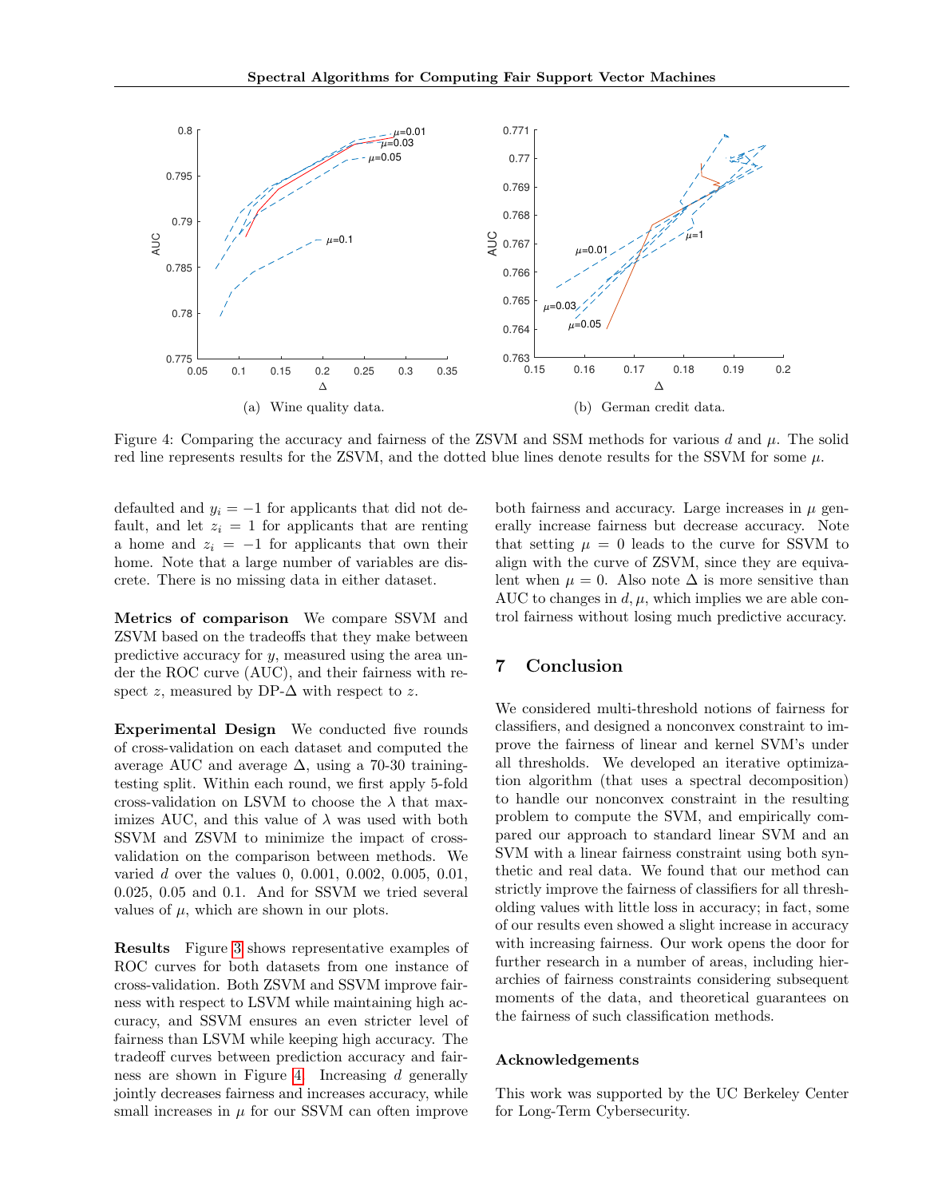(a) Wine quality data.

(b) German credit data.

Figure 4: Comparing the accuracy and fairness of the ZSVM and SSM methods for various $d$ and $\mu$. The solid red line represents results for the ZSVM, and the dotted blue lines denote results for the SSVM for some $\mu$.

defaulted and $y_i = -1$ for applicants that did not default, and let $z_i = 1$ for applicants that are renting a home and $z_i = -1$ for applicants that own their home. Note that a large number of variables are discrete. There is no missing data in either dataset.

**Metrics of comparison** We compare SSVM and ZSVM based on the tradeoffs that they make between predictive accuracy for $y$, measured using the area under the ROC curve (AUC), and their fairness with respect $z$, measured by DP-$\Delta$ with respect to $z$.

**Experimental Design** We conducted five rounds of cross-validation on each dataset and computed the average AUC and average $\Delta$, using a 70-30 training-testing split. Within each round, we first apply 5-fold cross-validation on LSVM to choose the $\lambda$ that maximizes AUC, and this value of $\lambda$ was used with both SSVM and ZSVM to minimize the impact of cross-validation on the comparison between methods. We varied $d$ over the values 0, 0.001, 0.002, 0.005, 0.01, 0.025, 0.05 and 0.1. And for SSVM we tried several values of $\mu$, which are shown in our plots.

**Results** Figure 3 shows representative examples of ROC curves for both datasets from one instance of cross-validation. Both ZSVM and SSVM improve fairness with respect to LSVM while maintaining high accuracy, and SSVM ensures an even stricter level of fairness than LSVM while keeping high accuracy. The tradeoff curves between prediction accuracy and fairness are shown in Figure 4. Increasing $d$ generally jointly decreases fairness and increases accuracy, while small increases in $\mu$ for our SSVM can often improve both fairness and accuracy. Large increases in $\mu$ generally increase fairness but decrease accuracy. Note that setting $\mu = 0$ leads to the curve for SSVM to align with the curve of ZSVM, since they are equivalent when $\mu = 0$. Also note $\Delta$ is more sensitive than AUC to changes in $d, \mu$, which implies we are able control fairness without losing much predictive accuracy.

## 7 Conclusion

We considered multi-threshold notions of fairness for classifiers, and designed a nonconvex constraint to improve the fairness of linear and kernel SVM's under all thresholds. We developed an iterative optimization algorithm (that uses a spectral decomposition) to handle our nonconvex constraint in the resulting problem to compute the SVM, and empirically compared our approach to standard linear SVM and an SVM with a linear fairness constraint using both synthetic and real data. We found that our method can strictly improve the fairness of classifiers for all thresholding values with little loss in accuracy; in fact, some of our results even showed a slight increase in accuracy with increasing fairness. Our work opens the door for further research in a number of areas, including hierarchies of fairness constraints considering subsequent moments of the data, and theoretical guarantees on the fairness of such classification methods.

### Acknowledgements

This work was supported by the UC Berkeley Center for Long-Term Cybersecurity.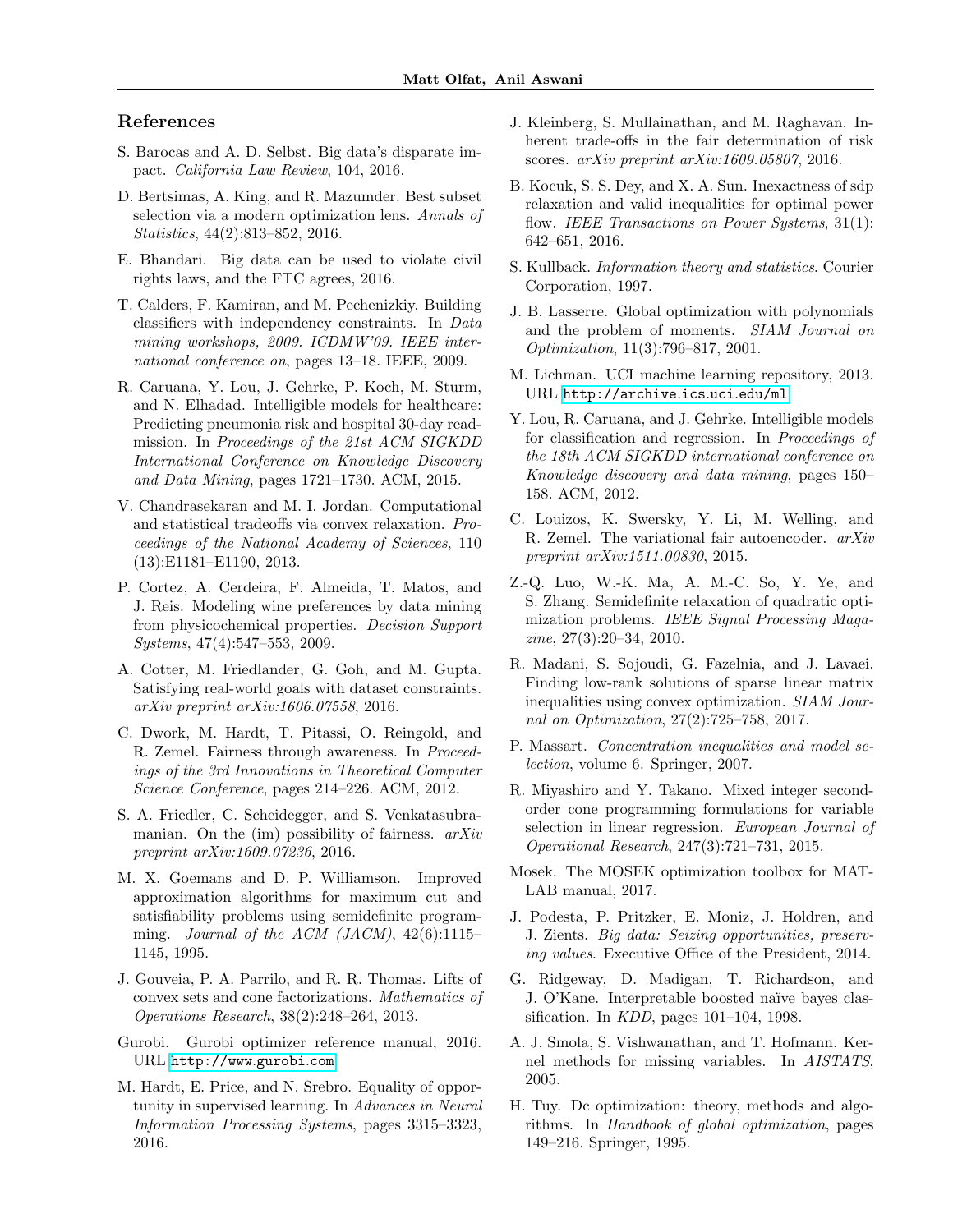## References

S. Barocas and A. D. Selbst. Big data's disparate impact. *California Law Review*, 104, 2016.

D. Bertsimas, A. King, and R. Mazumder. Best subset selection via a modern optimization lens. *Annals of Statistics*, 44(2):813–852, 2016.

E. Bhandari. Big data can be used to violate civil rights laws, and the FTC agrees, 2016.

T. Calders, F. Kamiran, and M. Pechenizkiy. Building classifiers with independency constraints. In *Data mining workshops, 2009. ICDMW'09. IEEE international conference on*, pages 13–18. IEEE, 2009.

R. Caruana, Y. Lou, J. Gehrke, P. Koch, M. Sturm, and N. Elhadad. Intelligible models for healthcare: Predicting pneumonia risk and hospital 30-day readmission. In *Proceedings of the 21st ACM SIGKDD International Conference on Knowledge Discovery and Data Mining*, pages 1721–1730. ACM, 2015.

V. Chandrasekaran and M. I. Jordan. Computational and statistical tradeoffs via convex relaxation. *Proceedings of the National Academy of Sciences*, 110 (13):E1181–E1190, 2013.

P. Cortez, A. Cerdeira, F. Almeida, T. Matos, and J. Reis. Modeling wine preferences by data mining from physicochemical properties. *Decision Support Systems*, 47(4):547–553, 2009.

A. Cotter, M. Friedlander, G. Goh, and M. Gupta. Satisfying real-world goals with dataset constraints. *arXiv preprint arXiv:1606.07558*, 2016.

C. Dwork, M. Hardt, T. Pitassi, O. Reingold, and R. Zemel. Fairness through awareness. In *Proceedings of the 3rd Innovations in Theoretical Computer Science Conference*, pages 214–226. ACM, 2012.

S. A. Friedler, C. Scheidegger, and S. Venkatasubramanian. On the (im) possibility of fairness. *arXiv preprint arXiv:1609.07236*, 2016.

M. X. Goemans and D. P. Williamson. Improved approximation algorithms for maximum cut and satisfiability problems using semidefinite programming. *Journal of the ACM (JACM)*, 42(6):1115–1145, 1995.

J. Gouveia, P. A. Parrilo, and R. R. Thomas. Lifts of convex sets and cone factorizations. *Mathematics of Operations Research*, 38(2):248–264, 2013.

Gurobi. Gurobi optimizer reference manual, 2016. URL http://www.gurobi.com.

M. Hardt, E. Price, and N. Srebro. Equality of opportunity in supervised learning. In *Advances in Neural Information Processing Systems*, pages 3315–3323, 2016.

J. Kleinberg, S. Mullainathan, and M. Raghavan. Inherent trade-offs in the fair determination of risk scores. *arXiv preprint arXiv:1609.05807*, 2016.

B. Kocuk, S. S. Dey, and X. A. Sun. Inexactness of sdp relaxation and valid inequalities for optimal power flow. *IEEE Transactions on Power Systems*, 31(1): 642–651, 2016.

S. Kullback. *Information theory and statistics*. Courier Corporation, 1997.

J. B. Lasserre. Global optimization with polynomials and the problem of moments. *SIAM Journal on Optimization*, 11(3):796–817, 2001.

M. Lichman. UCI machine learning repository, 2013. URL http://archive.ics.uci.edu/ml.

Y. Lou, R. Caruana, and J. Gehrke. Intelligible models for classification and regression. In *Proceedings of the 18th ACM SIGKDD international conference on Knowledge discovery and data mining*, pages 150–158. ACM, 2012.

C. Louizos, K. Swersky, Y. Li, M. Welling, and R. Zemel. The variational fair autoencoder. *arXiv preprint arXiv:1511.00830*, 2015.

Z.-Q. Luo, W.-K. Ma, A. M.-C. So, Y. Ye, and S. Zhang. Semidefinite relaxation of quadratic optimization problems. *IEEE Signal Processing Magazine*, 27(3):20–34, 2010.

R. Madani, S. Sojoudi, G. Fazelnia, and J. Lavaei. Finding low-rank solutions of sparse linear matrix inequalities using convex optimization. *SIAM Journal on Optimization*, 27(2):725–758, 2017.

P. Massart. *Concentration inequalities and model selection*, volume 6. Springer, 2007.

R. Miyashiro and Y. Takano. Mixed integer second-order cone programming formulations for variable selection in linear regression. *European Journal of Operational Research*, 247(3):721–731, 2015.

Mosek. The MOSEK optimization toolbox for MATLAB manual, 2017.

J. Podesta, P. Pritzker, E. Moniz, J. Holdren, and J. Zients. *Big data: Seizing opportunities, preserving values*. Executive Office of the President, 2014.

G. Ridgeway, D. Madigan, T. Richardson, and J. O'Kane. Interpretable boosted naïve bayes classification. In *KDD*, pages 101–104, 1998.

A. J. Smola, S. Vishwanathan, and T. Hofmann. Kernel methods for missing variables. In *AISTATS*, 2005.

H. Tuy. Dc optimization: theory, methods and algorithms. In *Handbook of global optimization*, pages 149–216. Springer, 1995.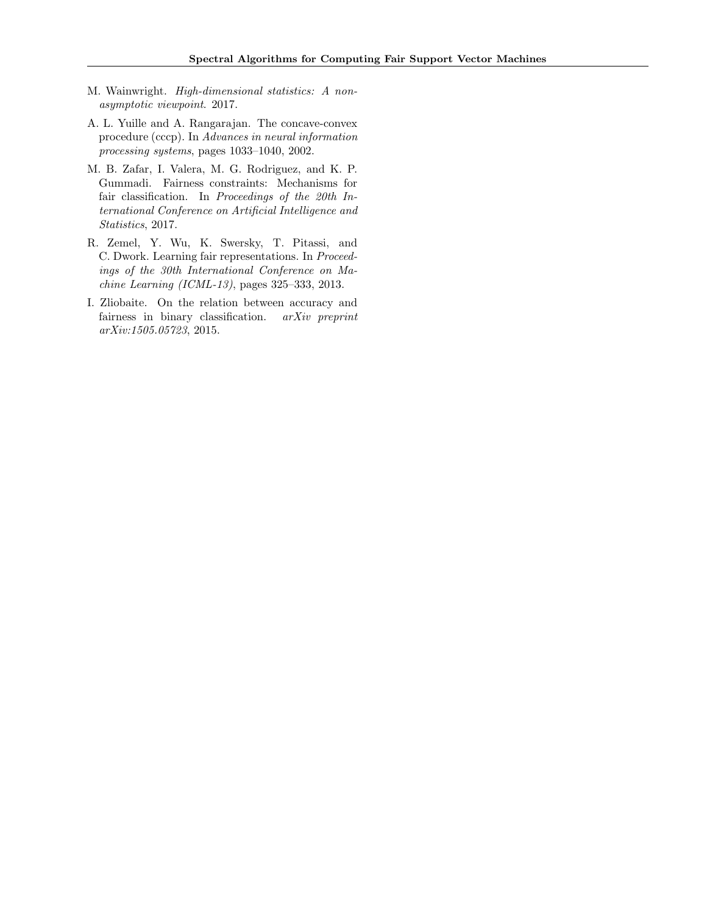M. Wainwright. *High-dimensional statistics: A non-asymptotic viewpoint*. 2017.

A. L. Yuille and A. Rangarajan. The concave-convex procedure (cccp). In *Advances in neural information processing systems*, pages 1033–1040, 2002.

M. B. Zafar, I. Valera, M. G. Rodriguez, and K. P. Gummadi. Fairness constraints: Mechanisms for fair classification. In *Proceedings of the 20th International Conference on Artificial Intelligence and Statistics*, 2017.

R. Zemel, Y. Wu, K. Swersky, T. Pitassi, and C. Dwork. Learning fair representations. In *Proceedings of the 30th International Conference on Machine Learning (ICML-13)*, pages 325–333, 2013.

I. Zliobaite. On the relation between accuracy and fairness in binary classification. *arXiv preprint arXiv:1505.05723*, 2015.